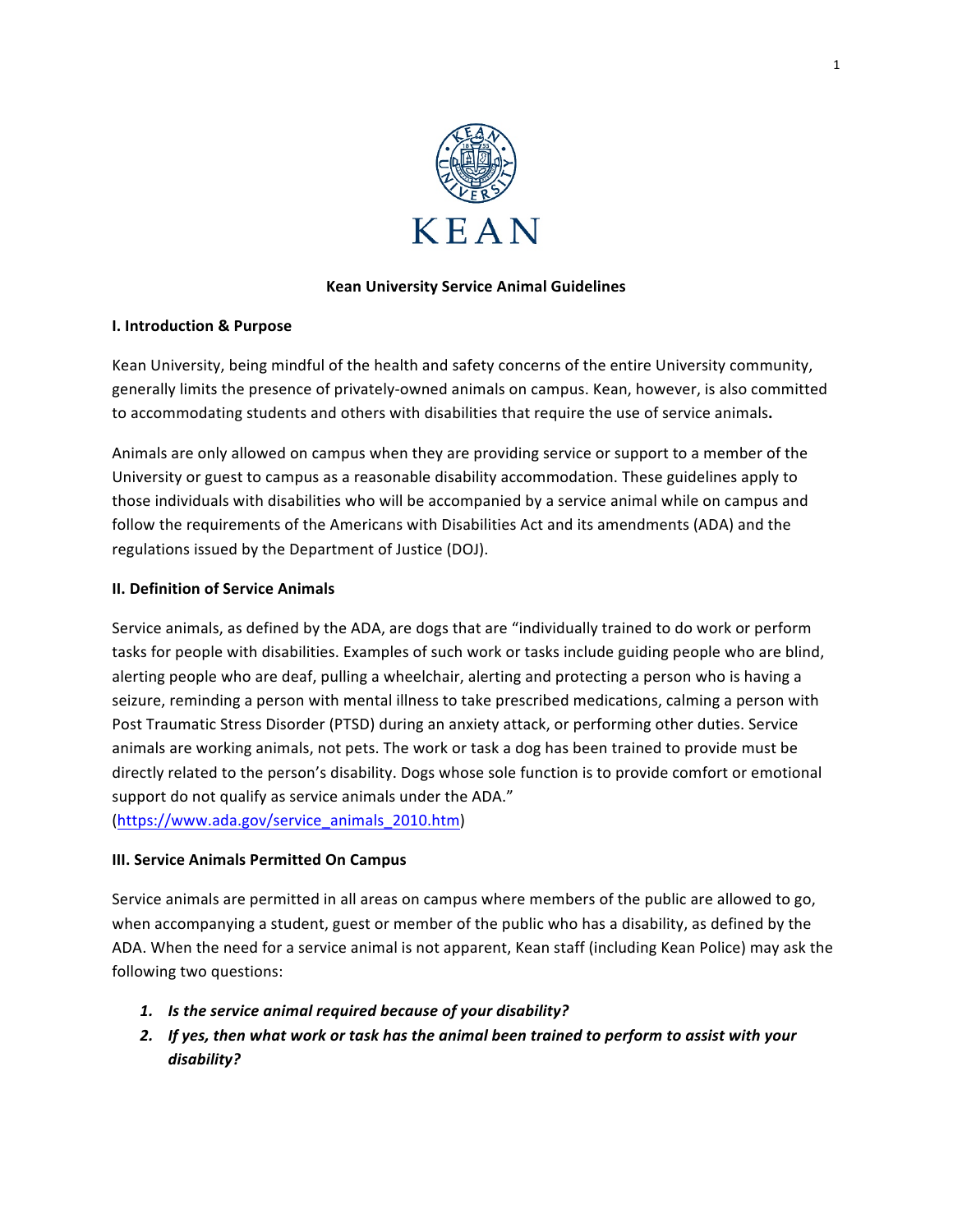KEAN

# Kean University Service Animal Guidelines

## I. Introduction & Purpose

Kean University, being mindful of the health and safety concerns of the entire University community, generally limits the presence of privately-owned animals on campus. Kean, however, is also committed to accommodating students and others with disabilities that require the use of service animals**.**

Animals are only allowed on campus when they are providing service or support to a member of the University or guest to campus as a reasonable disability accommodation. These guidelines apply to those individuals with disabilities who will be accompanied by a service animal while on campus and follow the requirements of the Americans with Disabilities Act and its amendments (ADA) and the regulations issued by the Department of Justice (DOJ).

## II. Definition of Service Animals

Service animals, as defined by the ADA, are dogs that are "individually trained to do work or perform tasks for people with disabilities. Examples of such work or tasks include guiding people who are blind, alerting people who are deaf, pulling a wheelchair, alerting and protecting a person who is having a seizure, reminding a person with mental illness to take prescribed medications, calming a person with Post Traumatic Stress Disorder (PTSD) during an anxiety attack, or performing other duties. Service animals are working animals, not pets. The work or task a dog has been trained to provide must be directly related to the person's disability. Dogs whose sole function is to provide comfort or emotional support do not qualify as service animals under the ADA." (https://www.ada.gov/service_animals_2010.htm)

## III. Service Animals Permitted On Campus

Service animals are permitted in all areas on campus where members of the public are allowed to go, when accompanying a student, guest or member of the public who has a disability, as defined by the ADA. When the need for a service animal is not apparent, Kean staff (including Kean Police) may ask the following two questions:

1. ***Is the service animal required because of your disability?***
2. ***If yes, then what work or task has the animal been trained to perform to assist with your disability?***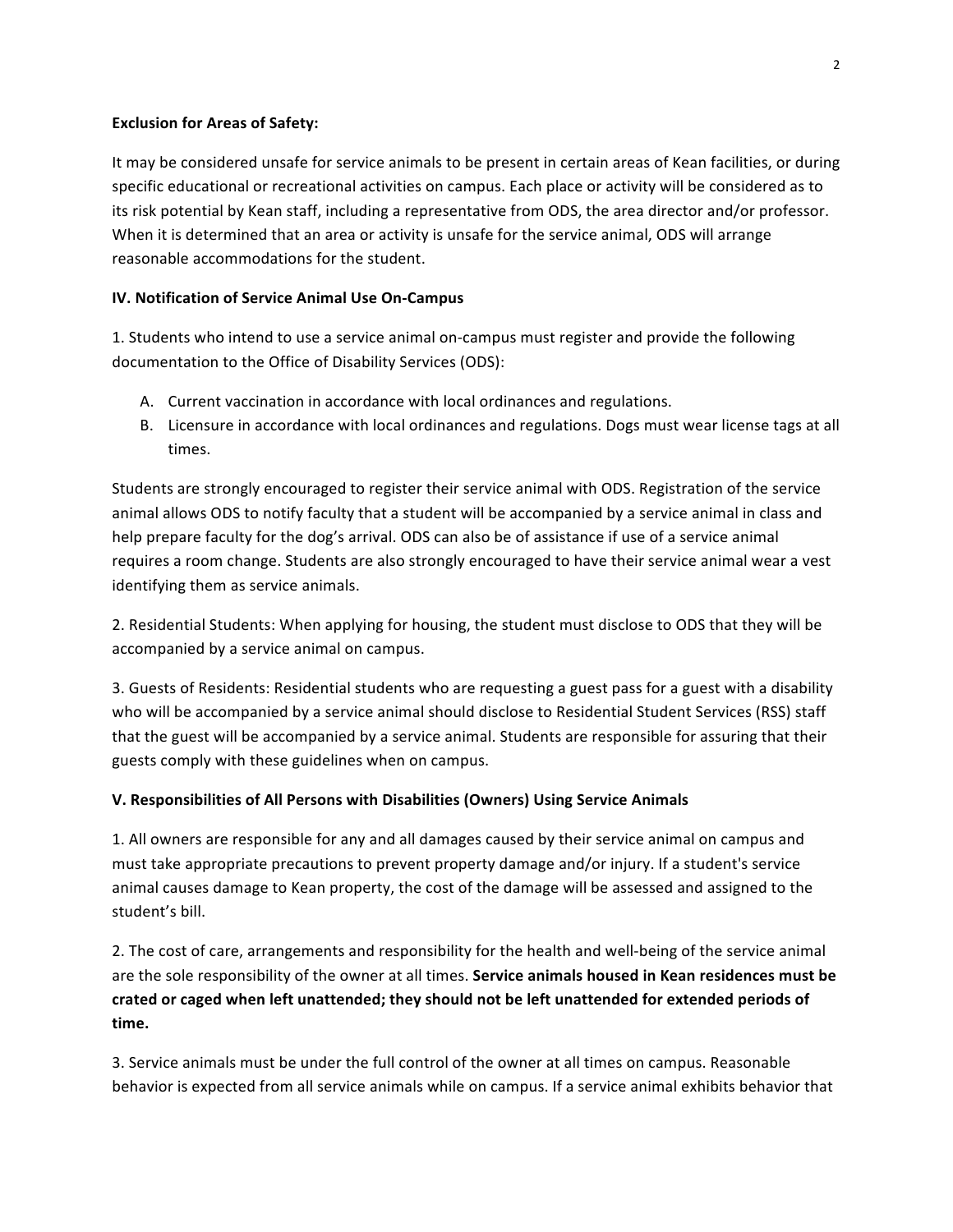**Exclusion for Areas of Safety:**

It may be considered unsafe for service animals to be present in certain areas of Kean facilities, or during specific educational or recreational activities on campus. Each place or activity will be considered as to its risk potential by Kean staff, including a representative from ODS, the area director and/or professor. When it is determined that an area or activity is unsafe for the service animal, ODS will arrange reasonable accommodations for the student.

**IV. Notification of Service Animal Use On-Campus**

1. Students who intend to use a service animal on-campus must register and provide the following documentation to the Office of Disability Services (ODS):

   A. Current vaccination in accordance with local ordinances and regulations.
   B. Licensure in accordance with local ordinances and regulations. Dogs must wear license tags at all times.

Students are strongly encouraged to register their service animal with ODS. Registration of the service animal allows ODS to notify faculty that a student will be accompanied by a service animal in class and help prepare faculty for the dog's arrival. ODS can also be of assistance if use of a service animal requires a room change. Students are also strongly encouraged to have their service animal wear a vest identifying them as service animals.

2. Residential Students: When applying for housing, the student must disclose to ODS that they will be accompanied by a service animal on campus.

3. Guests of Residents: Residential students who are requesting a guest pass for a guest with a disability who will be accompanied by a service animal should disclose to Residential Student Services (RSS) staff that the guest will be accompanied by a service animal. Students are responsible for assuring that their guests comply with these guidelines when on campus.

**V. Responsibilities of All Persons with Disabilities (Owners) Using Service Animals**

1. All owners are responsible for any and all damages caused by their service animal on campus and must take appropriate precautions to prevent property damage and/or injury. If a student's service animal causes damage to Kean property, the cost of the damage will be assessed and assigned to the student's bill.

2. The cost of care, arrangements and responsibility for the health and well-being of the service animal are the sole responsibility of the owner at all times. **Service animals housed in Kean residences must be crated or caged when left unattended; they should not be left unattended for extended periods of time.**

3. Service animals must be under the full control of the owner at all times on campus. Reasonable behavior is expected from all service animals while on campus. If a service animal exhibits behavior that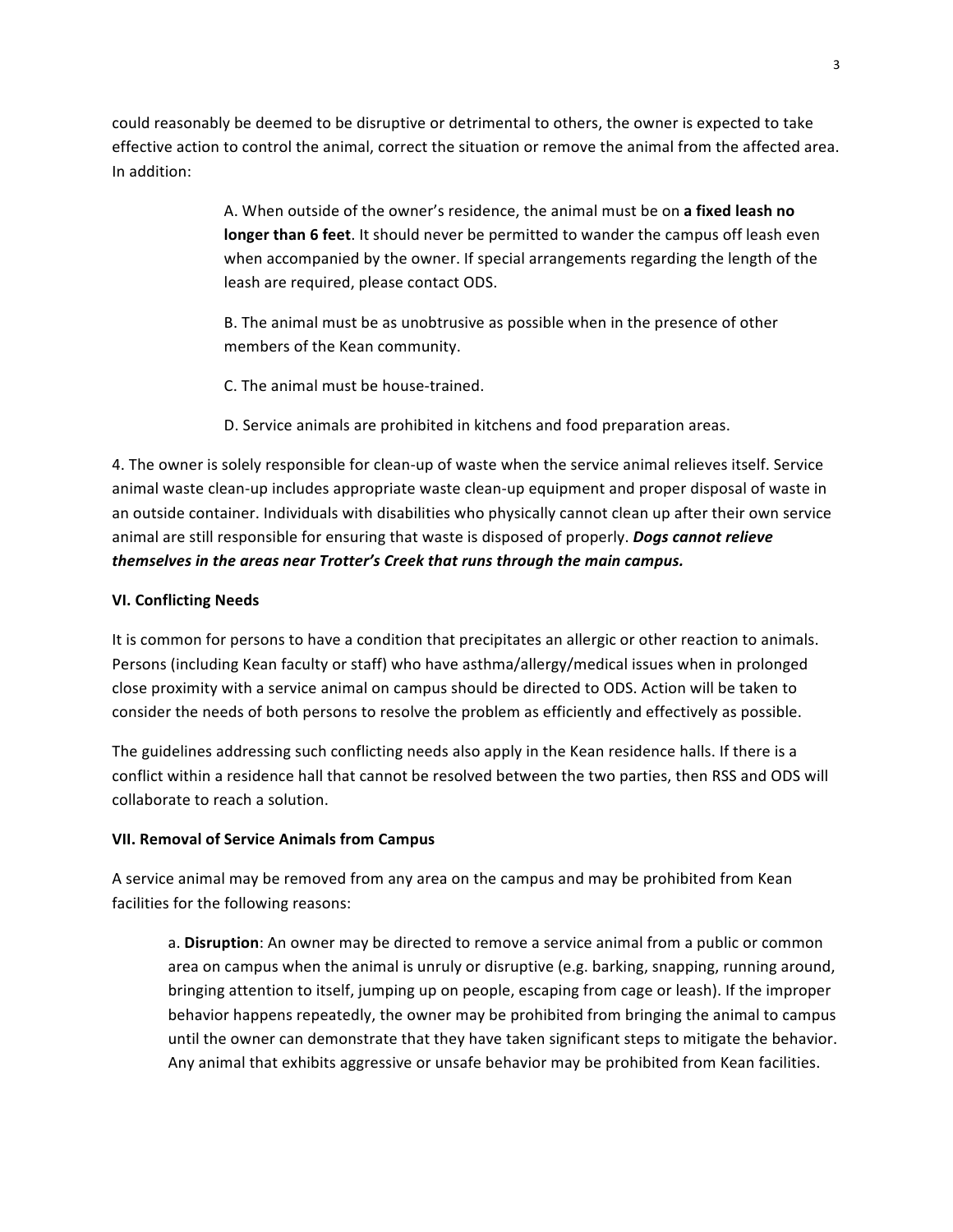could reasonably be deemed to be disruptive or detrimental to others, the owner is expected to take effective action to control the animal, correct the situation or remove the animal from the affected area. In addition:

> A. When outside of the owner's residence, the animal must be on **a fixed leash no longer than 6 feet**. It should never be permitted to wander the campus off leash even when accompanied by the owner. If special arrangements regarding the length of the leash are required, please contact ODS.
>
> B. The animal must be as unobtrusive as possible when in the presence of other members of the Kean community.
>
> C. The animal must be house-trained.
>
> D. Service animals are prohibited in kitchens and food preparation areas.

4. The owner is solely responsible for clean-up of waste when the service animal relieves itself. Service animal waste clean-up includes appropriate waste clean-up equipment and proper disposal of waste in an outside container. Individuals with disabilities who physically cannot clean up after their own service animal are still responsible for ensuring that waste is disposed of properly. ***Dogs cannot relieve themselves in the areas near Trotter's Creek that runs through the main campus.***

**VI. Conflicting Needs**

It is common for persons to have a condition that precipitates an allergic or other reaction to animals. Persons (including Kean faculty or staff) who have asthma/allergy/medical issues when in prolonged close proximity with a service animal on campus should be directed to ODS. Action will be taken to consider the needs of both persons to resolve the problem as efficiently and effectively as possible.

The guidelines addressing such conflicting needs also apply in the Kean residence halls. If there is a conflict within a residence hall that cannot be resolved between the two parties, then RSS and ODS will collaborate to reach a solution.

**VII. Removal of Service Animals from Campus**

A service animal may be removed from any area on the campus and may be prohibited from Kean facilities for the following reasons:

> a. **Disruption**: An owner may be directed to remove a service animal from a public or common area on campus when the animal is unruly or disruptive (e.g. barking, snapping, running around, bringing attention to itself, jumping up on people, escaping from cage or leash). If the improper behavior happens repeatedly, the owner may be prohibited from bringing the animal to campus until the owner can demonstrate that they have taken significant steps to mitigate the behavior. Any animal that exhibits aggressive or unsafe behavior may be prohibited from Kean facilities.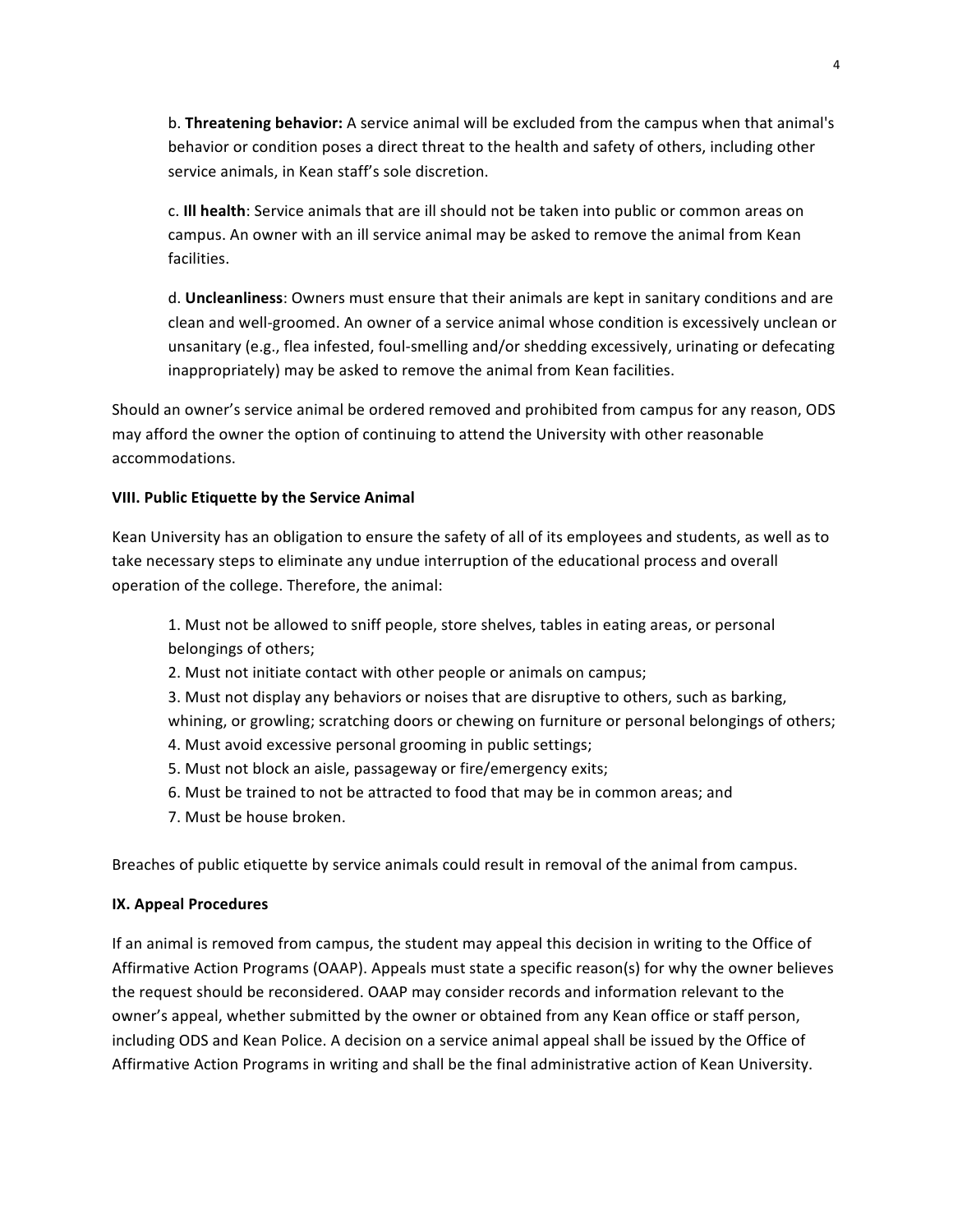b. **Threatening behavior:** A service animal will be excluded from the campus when that animal's behavior or condition poses a direct threat to the health and safety of others, including other service animals, in Kean staff's sole discretion.

c. **Ill health**: Service animals that are ill should not be taken into public or common areas on campus. An owner with an ill service animal may be asked to remove the animal from Kean facilities.

d. **Uncleanliness**: Owners must ensure that their animals are kept in sanitary conditions and are clean and well-groomed. An owner of a service animal whose condition is excessively unclean or unsanitary (e.g., flea infested, foul-smelling and/or shedding excessively, urinating or defecating inappropriately) may be asked to remove the animal from Kean facilities.

Should an owner's service animal be ordered removed and prohibited from campus for any reason, ODS may afford the owner the option of continuing to attend the University with other reasonable accommodations.

**VIII. Public Etiquette by the Service Animal**

Kean University has an obligation to ensure the safety of all of its employees and students, as well as to take necessary steps to eliminate any undue interruption of the educational process and overall operation of the college. Therefore, the animal:

1. Must not be allowed to sniff people, store shelves, tables in eating areas, or personal belongings of others;
2. Must not initiate contact with other people or animals on campus;
3. Must not display any behaviors or noises that are disruptive to others, such as barking, whining, or growling; scratching doors or chewing on furniture or personal belongings of others;
4. Must avoid excessive personal grooming in public settings;
5. Must not block an aisle, passageway or fire/emergency exits;
6. Must be trained to not be attracted to food that may be in common areas; and
7. Must be house broken.

Breaches of public etiquette by service animals could result in removal of the animal from campus.

**IX. Appeal Procedures**

If an animal is removed from campus, the student may appeal this decision in writing to the Office of Affirmative Action Programs (OAAP). Appeals must state a specific reason(s) for why the owner believes the request should be reconsidered. OAAP may consider records and information relevant to the owner's appeal, whether submitted by the owner or obtained from any Kean office or staff person, including ODS and Kean Police. A decision on a service animal appeal shall be issued by the Office of Affirmative Action Programs in writing and shall be the final administrative action of Kean University.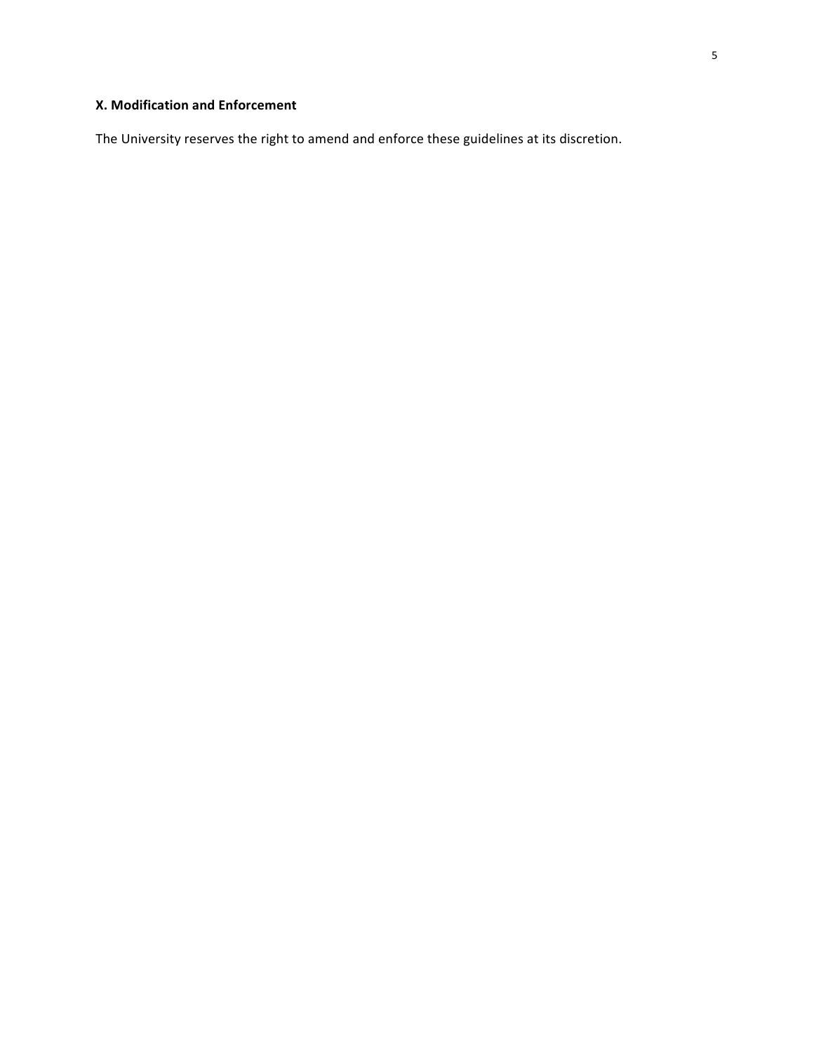**X. Modification and Enforcement**

The University reserves the right to amend and enforce these guidelines at its discretion.